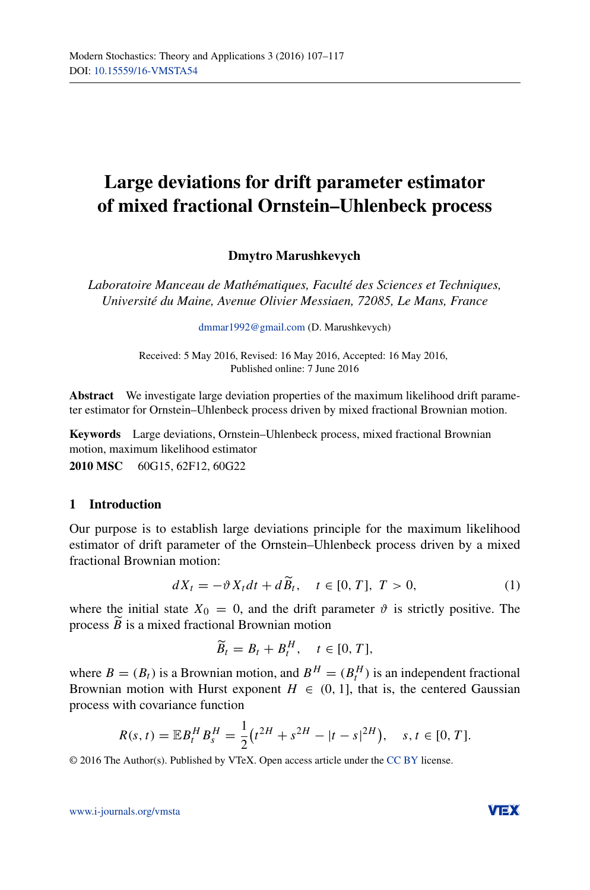# Large deviations for drift parameter estimator of mixed fractional Ornstein–Uhlenbeck process

**Dmytro Marushkevych**

*Laboratoire Manceau de Mathématiques, Faculté des Sciences et Techniques, Université du Maine, Avenue Olivier Messiaen, 72085, Le Mans, France*

dmmar1992@gmail.com (D. Marushkevych)

Received: 5 May 2016, Revised: 16 May 2016, Accepted: 16 May 2016,
Published online: 7 June 2016

**Abstract** We investigate large deviation properties of the maximum likelihood drift parameter estimator for Ornstein–Uhlenbeck process driven by mixed fractional Brownian motion.

**Keywords** Large deviations, Ornstein–Uhlenbeck process, mixed fractional Brownian motion, maximum likelihood estimator

**2010 MSC** 60G15, 62F12, 60G22

## 1 Introduction

Our purpose is to establish large deviations principle for the maximum likelihood estimator of drift parameter of the Ornstein–Uhlenbeck process driven by a mixed fractional Brownian motion:

$$dX_t = -\vartheta X_t dt + d\widetilde{B}_t, \quad t \in [0, T],\ T > 0, \tag{1}$$

where the initial state $X_0 = 0$, and the drift parameter $\vartheta$ is strictly positive. The process $\widetilde{B}$ is a mixed fractional Brownian motion

$$\widetilde{B}_t = B_t + B_t^H, \quad t \in [0, T],$$

where $B = (B_t)$ is a Brownian motion, and $B^H = (B_t^H)$ is an independent fractional Brownian motion with Hurst exponent $H \in (0, 1]$, that is, the centered Gaussian process with covariance function

$$R(s, t) = \mathbb{E} B_t^H B_s^H = \frac{1}{2}\big(t^{2H} + s^{2H} - |t - s|^{2H}\big), \quad s, t \in [0, T].$$

© 2016 The Author(s). Published by VTeX. Open access article under the CC BY license.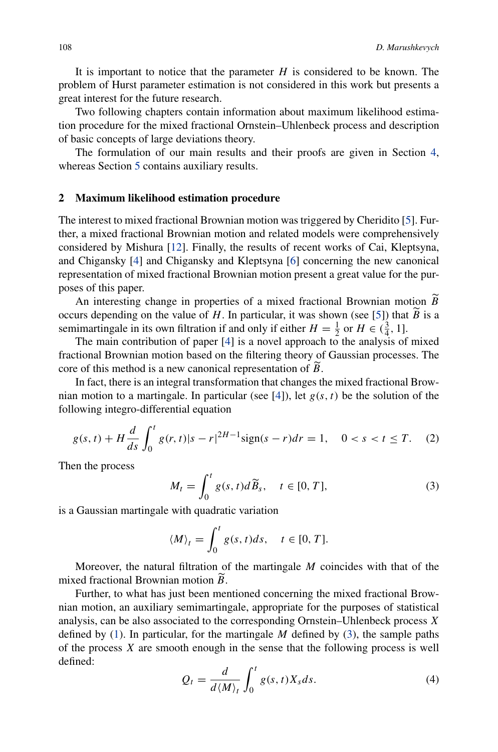It is important to notice that the parameter $H$ is considered to be known. The problem of Hurst parameter estimation is not considered in this work but presents a great interest for the future research.

Two following chapters contain information about maximum likelihood estimation procedure for the mixed fractional Ornstein–Uhlenbeck process and description of basic concepts of large deviations theory.

The formulation of our main results and their proofs are given in Section 4, whereas Section 5 contains auxiliary results.

## 2 Maximum likelihood estimation procedure

The interest to mixed fractional Brownian motion was triggered by Cheridito [5]. Further, a mixed fractional Brownian motion and related models were comprehensively considered by Mishura [12]. Finally, the results of recent works of Cai, Kleptsyna, and Chigansky [4] and Chigansky and Kleptsyna [6] concerning the new canonical representation of mixed fractional Brownian motion present a great value for the purposes of this paper.

An interesting change in properties of a mixed fractional Brownian motion $\widetilde{B}$ occurs depending on the value of $H$. In particular, it was shown (see [5]) that $\widetilde{B}$ is a semimartingale in its own filtration if and only if either $H = \frac{1}{2}$ or $H \in (\frac{3}{4}, 1]$.

The main contribution of paper [4] is a novel approach to the analysis of mixed fractional Brownian motion based on the filtering theory of Gaussian processes. The core of this method is a new canonical representation of $\widetilde{B}$.

In fact, there is an integral transformation that changes the mixed fractional Brownian motion to a martingale. In particular (see [4]), let $g(s,t)$ be the solution of the following integro-differential equation

$$g(s,t) + H\frac{d}{ds}\int_0^t g(r,t)|s-r|^{2H-1}\operatorname{sign}(s-r)dr = 1, \quad 0 < s < t \le T. \tag{2}$$

Then the process

$$M_t = \int_0^t g(s,t)d\widetilde{B}_s, \quad t \in [0,T], \tag{3}$$

is a Gaussian martingale with quadratic variation

$$\langle M \rangle_t = \int_0^t g(s,t)ds, \quad t \in [0,T].$$

Moreover, the natural filtration of the martingale $M$ coincides with that of the mixed fractional Brownian motion $\widetilde{B}$.

Further, to what has just been mentioned concerning the mixed fractional Brownian motion, an auxiliary semimartingale, appropriate for the purposes of statistical analysis, can be also associated to the corresponding Ornstein–Uhlenbeck process $X$ defined by (1). In particular, for the martingale $M$ defined by (3), the sample paths of the process $X$ are smooth enough in the sense that the following process is well defined:

$$Q_t = \frac{d}{d\langle M \rangle_t}\int_0^t g(s,t)X_s ds. \tag{4}$$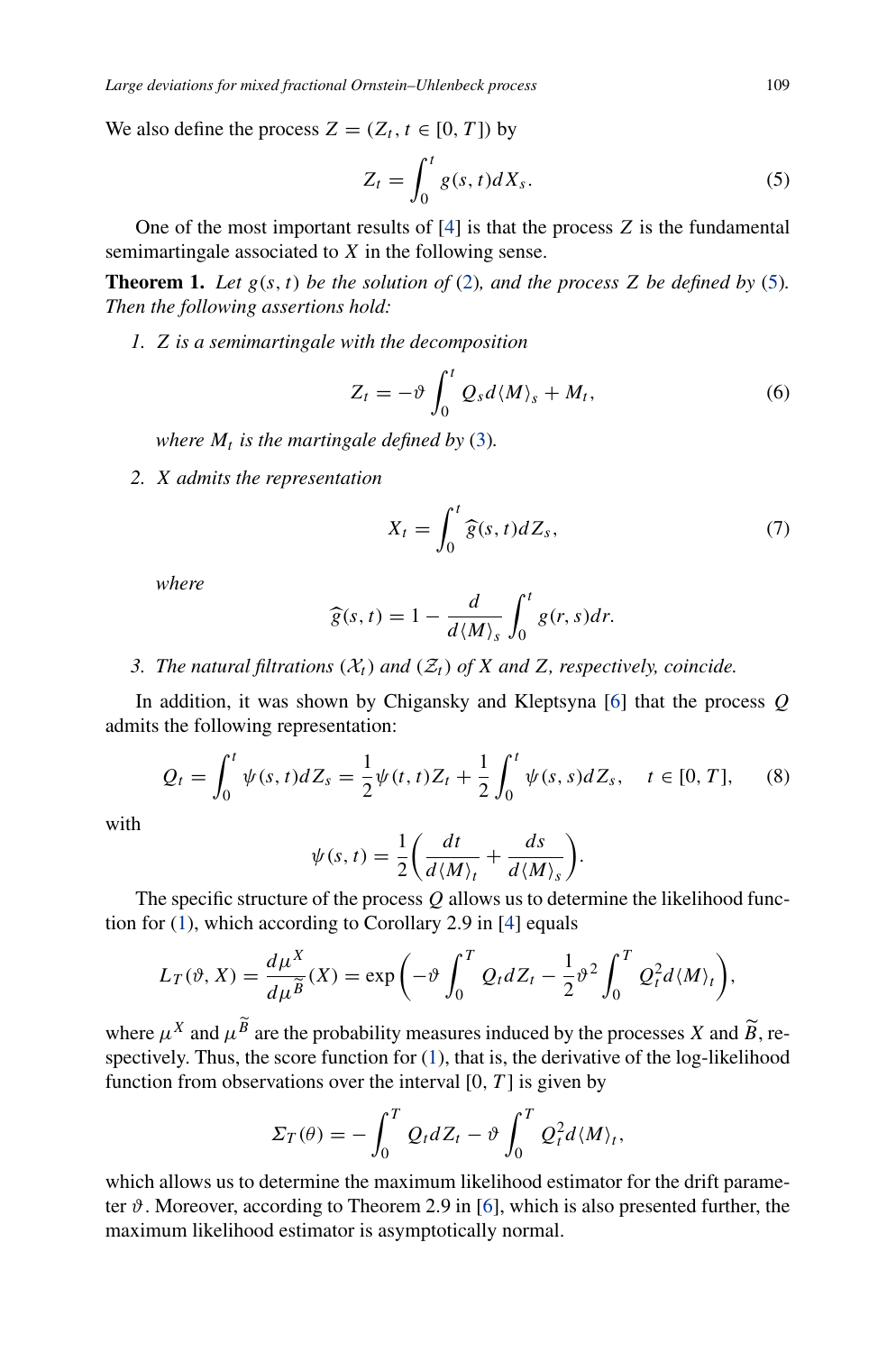We also define the process $Z = (Z_t, t \in [0, T])$ by

$$Z_t = \int_0^t g(s,t)dX_s. \tag{5}$$

One of the most important results of [4] is that the process $Z$ is the fundamental semimartingale associated to $X$ in the following sense.

**Theorem 1.** *Let $g(s,t)$ be the solution of (2), and the process $Z$ be defined by (5). Then the following assertions hold:*

1. *$Z$ is a semimartingale with the decomposition*

$$Z_t = -\vartheta \int_0^t Q_s d\langle M\rangle_s + M_t, \tag{6}$$

*where $M_t$ is the martingale defined by (3).*

2. *$X$ admits the representation*

$$X_t = \int_0^t \widehat{g}(s,t)dZ_s, \tag{7}$$

*where*

$$\widehat{g}(s,t) = 1 - \frac{d}{d\langle M\rangle_s}\int_0^t g(r,s)dr.$$

3. *The natural filtrations $(\mathcal{X}_t)$ and $(\mathcal{Z}_t)$ of $X$ and $Z$, respectively, coincide.*

In addition, it was shown by Chigansky and Kleptsyna [6] that the process $Q$ admits the following representation:

$$Q_t = \int_0^t \psi(s,t)dZ_s = \frac{1}{2}\psi(t,t)Z_t + \frac{1}{2}\int_0^t \psi(s,s)dZ_s, \quad t \in [0,T], \tag{8}$$

with

$$\psi(s,t) = \frac{1}{2}\left(\frac{dt}{d\langle M\rangle_t} + \frac{ds}{d\langle M\rangle_s}\right).$$

The specific structure of the process $Q$ allows us to determine the likelihood function for (1), which according to Corollary 2.9 in [4] equals

$$L_T(\vartheta, X) = \frac{d\mu^X}{d\mu^{\widetilde{B}}}(X) = \exp\left(-\vartheta\int_0^T Q_t dZ_t - \frac{1}{2}\vartheta^2\int_0^T Q_t^2 d\langle M\rangle_t\right),$$

where $\mu^X$ and $\mu^{\widetilde{B}}$ are the probability measures induced by the processes $X$ and $\widetilde{B}$, respectively. Thus, the score function for (1), that is, the derivative of the log-likelihood function from observations over the interval $[0,T]$ is given by

$$\Sigma_T(\theta) = -\int_0^T Q_t dZ_t - \vartheta\int_0^T Q_t^2 d\langle M\rangle_t,$$

which allows us to determine the maximum likelihood estimator for the drift parameter $\vartheta$. Moreover, according to Theorem 2.9 in [6], which is also presented further, the maximum likelihood estimator is asymptotically normal.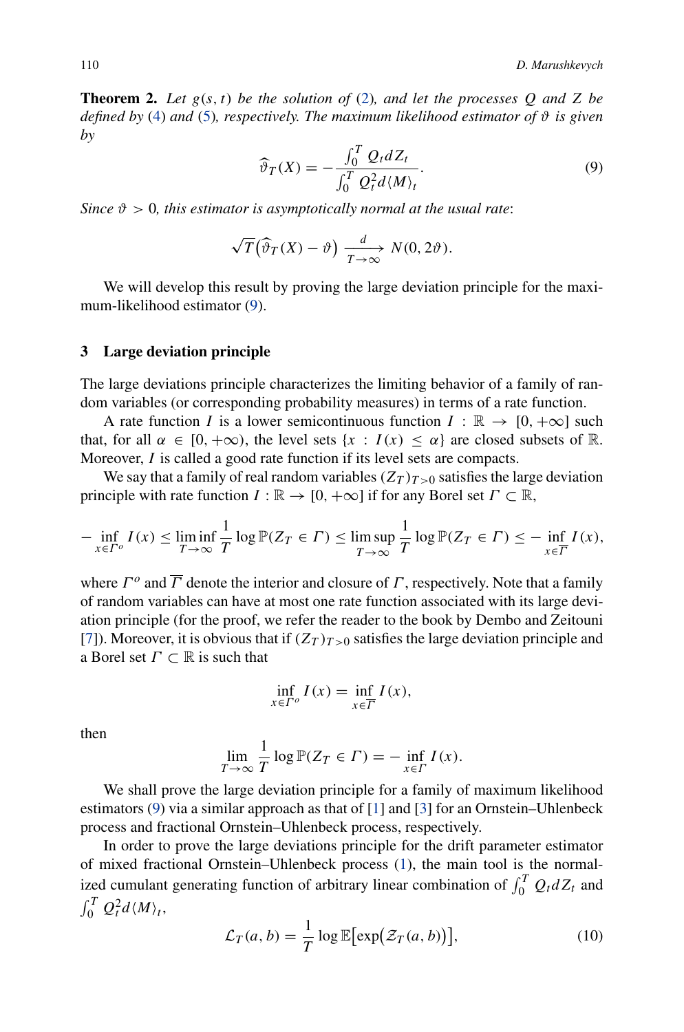**Theorem 2.** *Let $g(s,t)$ be the solution of (2), and let the processes $Q$ and $Z$ be defined by (4) and (5), respectively. The maximum likelihood estimator of $\vartheta$ is given by*

$$\widehat{\vartheta}_T(X) = -\frac{\int_0^T Q_t dZ_t}{\int_0^T Q_t^2 d\langle M\rangle_t}. \tag{9}$$

*Since $\vartheta > 0$, this estimator is asymptotically normal at the usual rate*:

$$\sqrt{T}\big(\widehat{\vartheta}_T(X) - \vartheta\big) \xrightarrow[T\to\infty]{d} N(0, 2\vartheta).$$

We will develop this result by proving the large deviation principle for the maximum-likelihood estimator (9).

## 3 Large deviation principle

The large deviations principle characterizes the limiting behavior of a family of random variables (or corresponding probability measures) in terms of a rate function.

A rate function $I$ is a lower semicontinuous function $I : \mathbb{R} \to [0, +\infty]$ such that, for all $\alpha \in [0, +\infty)$, the level sets $\{x : I(x) \le \alpha\}$ are closed subsets of $\mathbb{R}$. Moreover, $I$ is called a good rate function if its level sets are compacts.

We say that a family of real random variables $(Z_T)_{T>0}$ satisfies the large deviation principle with rate function $I : \mathbb{R} \to [0, +\infty]$ if for any Borel set $\Gamma \subset \mathbb{R}$,

$$-\inf_{x\in\Gamma^o} I(x) \le \liminf_{T\to\infty} \frac{1}{T}\log\mathbb{P}(Z_T \in \Gamma) \le \limsup_{T\to\infty}\frac{1}{T}\log\mathbb{P}(Z_T \in \Gamma) \le -\inf_{x\in\overline{\Gamma}} I(x),$$

where $\Gamma^o$ and $\overline{\Gamma}$ denote the interior and closure of $\Gamma$, respectively. Note that a family of random variables can have at most one rate function associated with its large deviation principle (for the proof, we refer the reader to the book by Dembo and Zeitouni [7]). Moreover, it is obvious that if $(Z_T)_{T>0}$ satisfies the large deviation principle and a Borel set $\Gamma \subset \mathbb{R}$ is such that

$$\inf_{x\in\Gamma^o} I(x) = \inf_{x\in\overline{\Gamma}} I(x),$$

then

$$\lim_{T\to\infty}\frac{1}{T}\log\mathbb{P}(Z_T \in \Gamma) = -\inf_{x\in\Gamma} I(x).$$

We shall prove the large deviation principle for a family of maximum likelihood estimators (9) via a similar approach as that of [1] and [3] for an Ornstein–Uhlenbeck process and fractional Ornstein–Uhlenbeck process, respectively.

In order to prove the large deviations principle for the drift parameter estimator of mixed fractional Ornstein–Uhlenbeck process (1), the main tool is the normalized cumulant generating function of arbitrary linear combination of $\int_0^T Q_t dZ_t$ and $\int_0^T Q_t^2 d\langle M\rangle_t$,

$$\mathcal{L}_T(a,b) = \frac{1}{T}\log\mathbb{E}\big[\exp\big(\mathcal{Z}_T(a,b)\big)\big], \tag{10}$$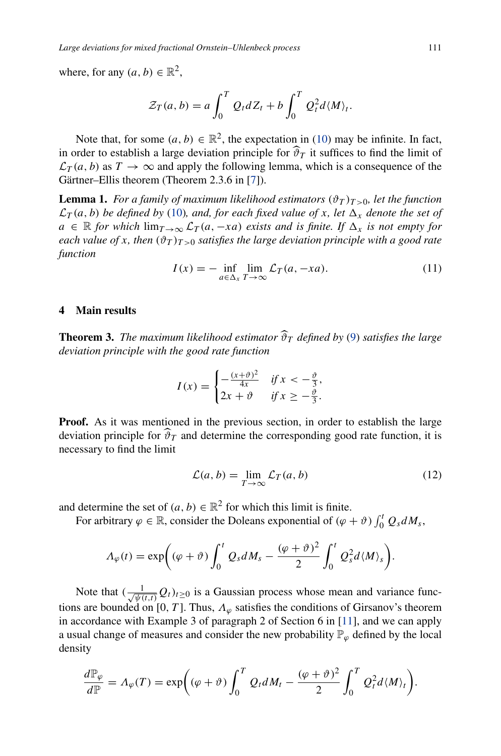where, for any $(a, b) \in \mathbb{R}^2$,

$$\mathcal{Z}_T(a, b) = a \int_0^T Q_t dZ_t + b \int_0^T Q_t^2 d\langle M \rangle_t.$$

Note that, for some $(a, b) \in \mathbb{R}^2$, the expectation in (10) may be infinite. In fact, in order to establish a large deviation principle for $\widehat{\vartheta}_T$ it suffices to find the limit of $\mathcal{L}_T(a, b)$ as $T \to \infty$ and apply the following lemma, which is a consequence of the Gärtner–Ellis theorem (Theorem 2.3.6 in [7]).

**Lemma 1.** *For a family of maximum likelihood estimators $(\vartheta_T)_{T>0}$, let the function $\mathcal{L}_T(a, b)$ be defined by (10), and, for each fixed value of $x$, let $\Delta_x$ denote the set of $a \in \mathbb{R}$ for which $\lim_{T\to\infty} \mathcal{L}_T(a, -xa)$ exists and is finite. If $\Delta_x$ is not empty for each value of $x$, then $(\vartheta_T)_{T>0}$ satisfies the large deviation principle with a good rate function*

$$I(x) = - \inf_{a \in \Delta_x} \lim_{T\to\infty} \mathcal{L}_T(a, -xa). \tag{11}$$

## 4 Main results

**Theorem 3.** *The maximum likelihood estimator $\widehat{\vartheta}_T$ defined by (9) satisfies the large deviation principle with the good rate function*

$$I(x) = \begin{cases} -\frac{(x+\vartheta)^2}{4x} & \text{if } x < -\frac{\vartheta}{3}, \\ 2x + \vartheta & \text{if } x \geq -\frac{\vartheta}{3}. \end{cases}$$

**Proof.** As it was mentioned in the previous section, in order to establish the large deviation principle for $\widehat{\vartheta}_T$ and determine the corresponding good rate function, it is necessary to find the limit

$$\mathcal{L}(a, b) = \lim_{T\to\infty} \mathcal{L}_T(a, b) \tag{12}$$

and determine the set of $(a, b) \in \mathbb{R}^2$ for which this limit is finite.

For arbitrary $\varphi \in \mathbb{R}$, consider the Doleans exponential of $(\varphi + \vartheta) \int_0^t Q_s dM_s$,

$$\Lambda_\varphi(t) = \exp\left( (\varphi + \vartheta) \int_0^t Q_s dM_s - \frac{(\varphi + \vartheta)^2}{2} \int_0^t Q_s^2 d\langle M \rangle_s \right).$$

Note that $(\frac{1}{\sqrt{\psi(t,t)}} Q_t)_{t \geq 0}$ is a Gaussian process whose mean and variance functions are bounded on $[0, T]$. Thus, $\Lambda_\varphi$ satisfies the conditions of Girsanov's theorem in accordance with Example 3 of paragraph 2 of Section 6 in [11], and we can apply a usual change of measures and consider the new probability $\mathbb{P}_\varphi$ defined by the local density

$$\frac{d\mathbb{P}_\varphi}{d\mathbb{P}} = \Lambda_\varphi(T) = \exp\left( (\varphi + \vartheta) \int_0^T Q_t dM_t - \frac{(\varphi + \vartheta)^2}{2} \int_0^T Q_t^2 d\langle M \rangle_t \right).$$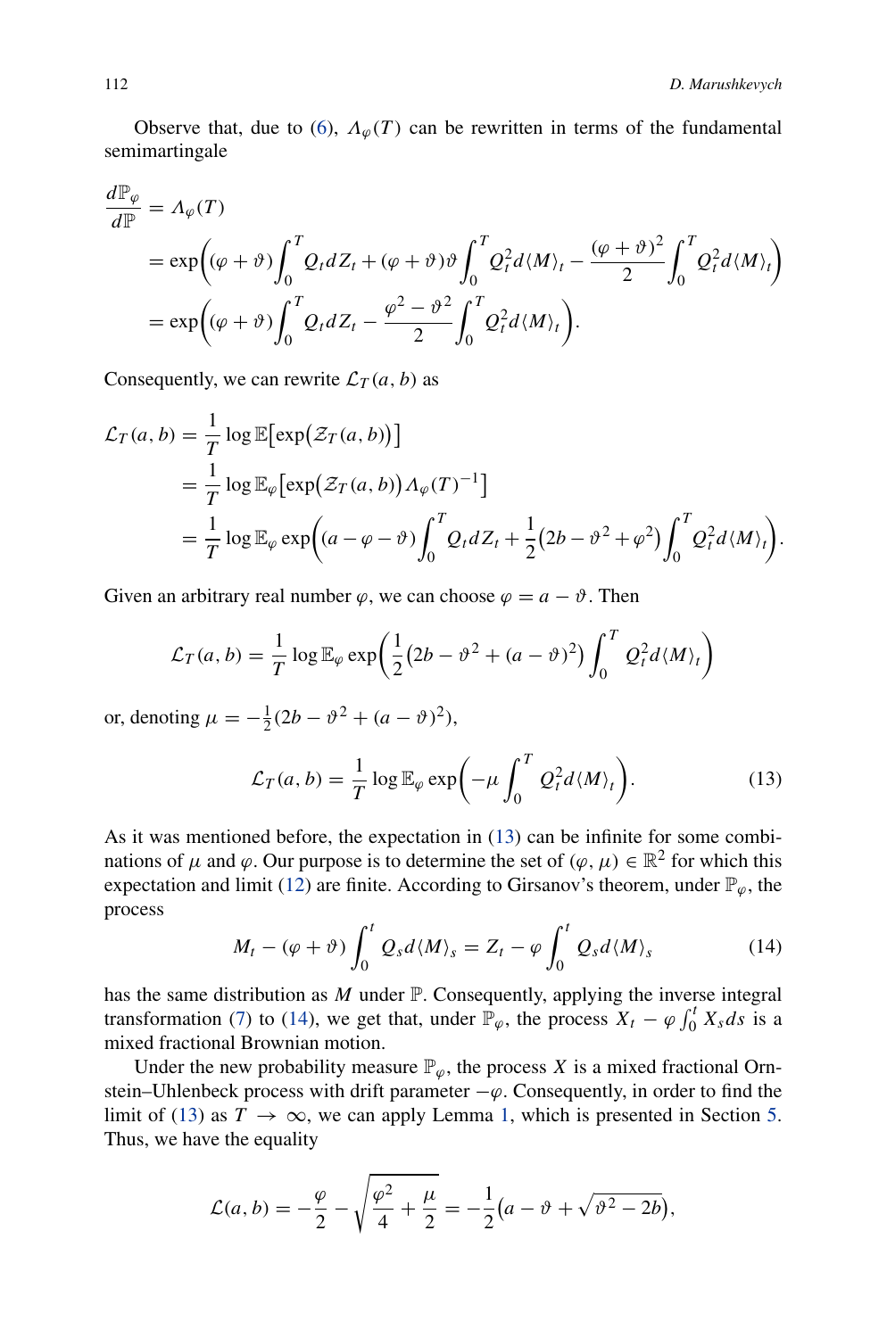Observe that, due to (6), $\Lambda_\varphi(T)$ can be rewritten in terms of the fundamental semimartingale

$$
\begin{aligned}
\frac{d\mathbb{P}_\varphi}{d\mathbb{P}} &= \Lambda_\varphi(T) \\
&= \exp\biggl((\varphi+\vartheta)\int_0^T Q_t dZ_t + (\varphi+\vartheta)\vartheta\int_0^T Q_t^2 d\langle M\rangle_t - \frac{(\varphi+\vartheta)^2}{2}\int_0^T Q_t^2 d\langle M\rangle_t\biggr) \\
&= \exp\biggl((\varphi+\vartheta)\int_0^T Q_t dZ_t - \frac{\varphi^2-\vartheta^2}{2}\int_0^T Q_t^2 d\langle M\rangle_t\biggr).
\end{aligned}
$$

Consequently, we can rewrite $\mathcal{L}_T(a,b)$ as

$$
\begin{aligned}
\mathcal{L}_T(a,b) &= \frac{1}{T}\log\mathbb{E}\bigl[\exp\bigl(\mathcal{Z}_T(a,b)\bigr)\bigr] \\
&= \frac{1}{T}\log\mathbb{E}_\varphi\bigl[\exp\bigl(\mathcal{Z}_T(a,b)\bigr)\Lambda_\varphi(T)^{-1}\bigr] \\
&= \frac{1}{T}\log\mathbb{E}_\varphi\exp\biggl((a-\varphi-\vartheta)\int_0^T Q_t dZ_t + \frac{1}{2}\bigl(2b-\vartheta^2+\varphi^2\bigr)\int_0^T Q_t^2 d\langle M\rangle_t\biggr).
\end{aligned}
$$

Given an arbitrary real number $\varphi$, we can choose $\varphi = a-\vartheta$. Then

$$
\mathcal{L}_T(a,b) = \frac{1}{T}\log\mathbb{E}_\varphi\exp\biggl(\frac{1}{2}\bigl(2b-\vartheta^2+(a-\vartheta)^2\bigr)\int_0^T Q_t^2 d\langle M\rangle_t\biggr)
$$

or, denoting $\mu = -\frac{1}{2}(2b-\vartheta^2+(a-\vartheta)^2)$,

$$
\mathcal{L}_T(a,b) = \frac{1}{T}\log\mathbb{E}_\varphi\exp\biggl(-\mu\int_0^T Q_t^2 d\langle M\rangle_t\biggr). \tag{13}
$$

As it was mentioned before, the expectation in (13) can be infinite for some combinations of $\mu$ and $\varphi$. Our purpose is to determine the set of $(\varphi,\mu)\in\mathbb{R}^2$ for which this expectation and limit (12) are finite. According to Girsanov's theorem, under $\mathbb{P}_\varphi$, the process

$$
M_t - (\varphi+\vartheta)\int_0^t Q_s d\langle M\rangle_s = Z_t - \varphi\int_0^t Q_s d\langle M\rangle_s \tag{14}
$$

has the same distribution as $M$ under $\mathbb{P}$. Consequently, applying the inverse integral transformation (7) to (14), we get that, under $\mathbb{P}_\varphi$, the process $X_t - \varphi\int_0^t X_s ds$ is a mixed fractional Brownian motion.

Under the new probability measure $\mathbb{P}_\varphi$, the process $X$ is a mixed fractional Ornstein–Uhlenbeck process with drift parameter $-\varphi$. Consequently, in order to find the limit of (13) as $T\to\infty$, we can apply Lemma 1, which is presented in Section 5. Thus, we have the equality

$$
\mathcal{L}(a,b) = -\frac{\varphi}{2} - \sqrt{\frac{\varphi^2}{4}+\frac{\mu}{2}} = -\frac{1}{2}\bigl(a-\vartheta+\sqrt{\vartheta^2-2b}\bigr),
$$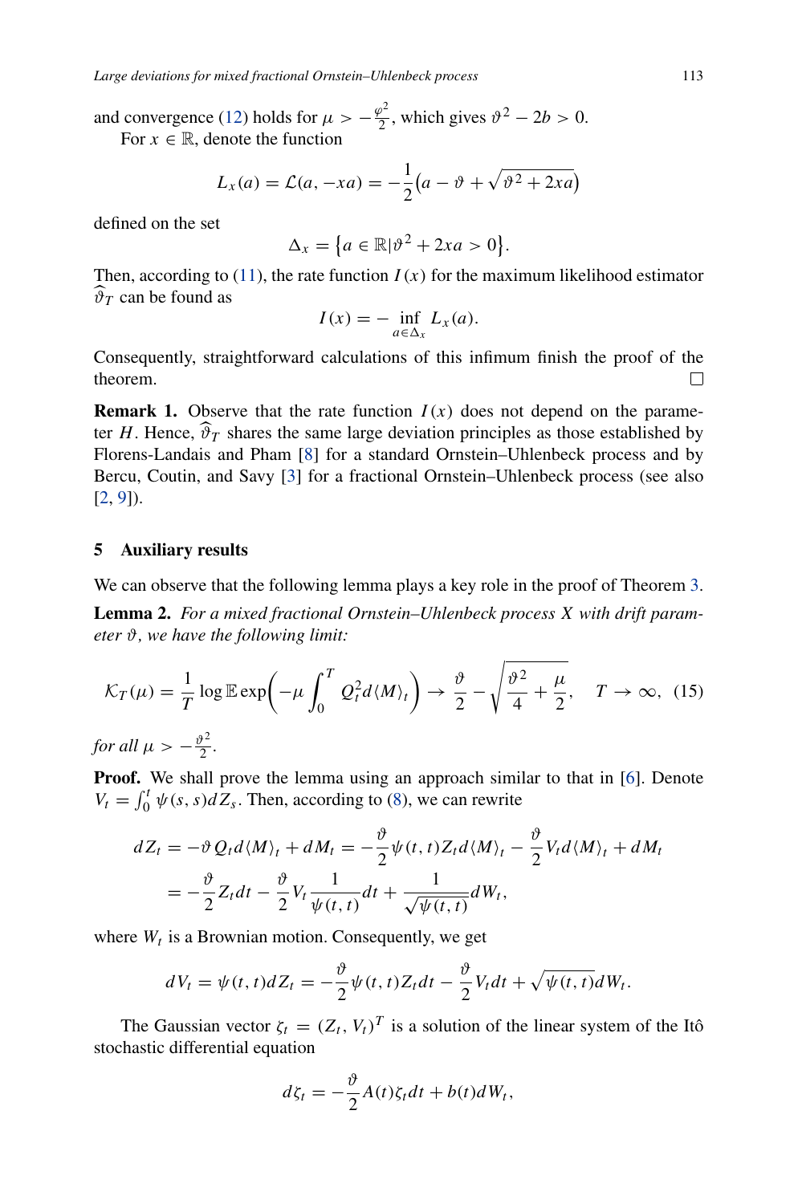and convergence (12) holds for $\mu > -\frac{\varphi^2}{2}$, which gives $\vartheta^2 - 2b > 0$.

For $x \in \mathbb{R}$, denote the function

$$L_x(a) = \mathcal{L}(a, -xa) = -\frac{1}{2}\left(a - \vartheta + \sqrt{\vartheta^2 + 2xa}\right)$$

defined on the set

$$\Delta_x = \left\{a \in \mathbb{R} | \vartheta^2 + 2xa > 0\right\}.$$

Then, according to (11), the rate function $I(x)$ for the maximum likelihood estimator $\widehat{\vartheta}_T$ can be found as

$$I(x) = -\inf_{a \in \Delta_x} L_x(a).$$

Consequently, straightforward calculations of this infimum finish the proof of the theorem. $\square$

**Remark 1.** Observe that the rate function $I(x)$ does not depend on the parameter $H$. Hence, $\widehat{\vartheta}_T$ shares the same large deviation principles as those established by Florens-Landais and Pham [8] for a standard Ornstein–Uhlenbeck process and by Bercu, Coutin, and Savy [3] for a fractional Ornstein–Uhlenbeck process (see also [2, 9]).

## 5 Auxiliary results

We can observe that the following lemma plays a key role in the proof of Theorem 3.

**Lemma 2.** *For a mixed fractional Ornstein–Uhlenbeck process $X$ with drift parameter $\vartheta$, we have the following limit:*

$$\mathcal{K}_T(\mu) = \frac{1}{T}\log \mathbb{E}\exp\left(-\mu\int_0^T Q_t^2 d\langle M\rangle_t\right) \to \frac{\vartheta}{2} - \sqrt{\frac{\vartheta^2}{4} + \frac{\mu}{2}}, \quad T \to \infty, \quad (15)$$

*for all $\mu > -\frac{\vartheta^2}{2}$.*

**Proof.** We shall prove the lemma using an approach similar to that in [6]. Denote $V_t = \int_0^t \psi(s,s)dZ_s$. Then, according to (8), we can rewrite

$$\begin{aligned}
dZ_t &= -\vartheta Q_t d\langle M\rangle_t + dM_t = -\frac{\vartheta}{2}\psi(t,t)Z_t d\langle M\rangle_t - \frac{\vartheta}{2}V_t d\langle M\rangle_t + dM_t \\
&= -\frac{\vartheta}{2}Z_t dt - \frac{\vartheta}{2}V_t \frac{1}{\psi(t,t)}dt + \frac{1}{\sqrt{\psi(t,t)}}dW_t,
\end{aligned}$$

where $W_t$ is a Brownian motion. Consequently, we get

$$dV_t = \psi(t,t)dZ_t = -\frac{\vartheta}{2}\psi(t,t)Z_t dt - \frac{\vartheta}{2}V_t dt + \sqrt{\psi(t,t)}dW_t.$$

The Gaussian vector $\zeta_t = (Z_t, V_t)^T$ is a solution of the linear system of the Itô stochastic differential equation

$$d\zeta_t = -\frac{\vartheta}{2}A(t)\zeta_t dt + b(t)dW_t,$$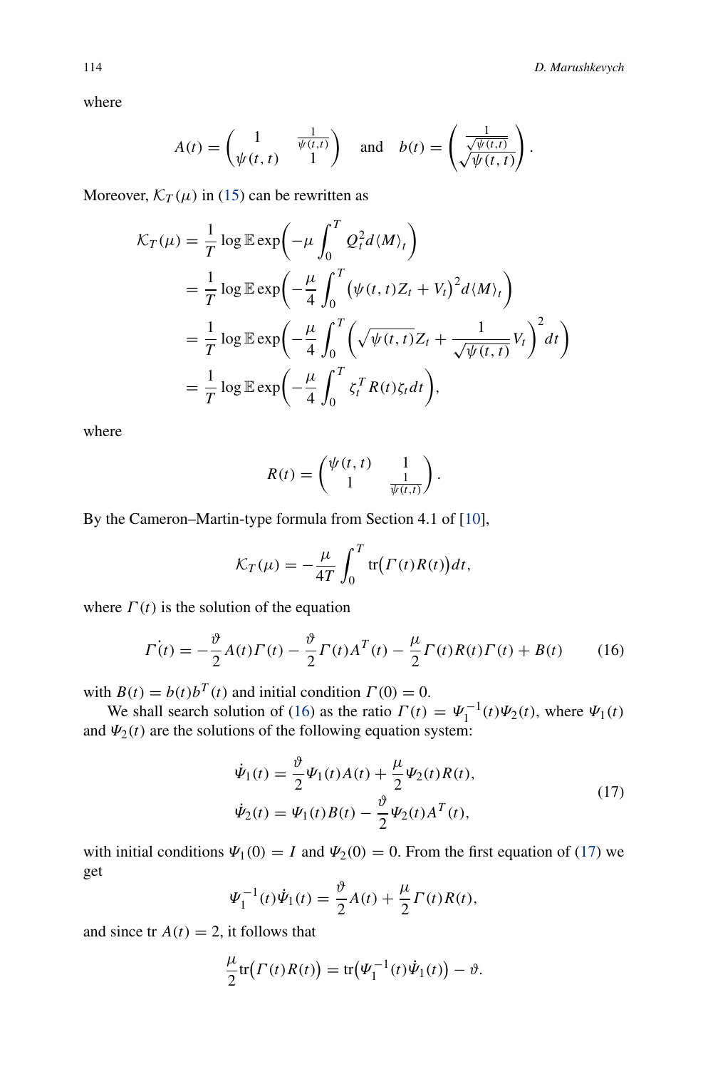where

$$A(t) = \begin{pmatrix} 1 & \frac{1}{\psi(t,t)} \\ \psi(t,t) & 1 \end{pmatrix} \quad \text{and} \quad b(t) = \begin{pmatrix} \frac{1}{\sqrt{\psi(t,t)}} \\ \sqrt{\psi(t,t)} \end{pmatrix}.$$

Moreover, $\mathcal{K}_T(\mu)$ in (15) can be rewritten as

$$\begin{aligned}
\mathcal{K}_T(\mu) &= \frac{1}{T}\log \mathbb{E}\exp\left(-\mu\int_0^T Q_t^2 d\langle M\rangle_t\right) \\
&= \frac{1}{T}\log \mathbb{E}\exp\left(-\frac{\mu}{4}\int_0^T \big(\psi(t,t)Z_t + V_t\big)^2 d\langle M\rangle_t\right) \\
&= \frac{1}{T}\log \mathbb{E}\exp\left(-\frac{\mu}{4}\int_0^T \left(\sqrt{\psi(t,t)}Z_t + \frac{1}{\sqrt{\psi(t,t)}}V_t\right)^2 dt\right) \\
&= \frac{1}{T}\log \mathbb{E}\exp\left(-\frac{\mu}{4}\int_0^T \zeta_t^T R(t)\zeta_t dt\right),
\end{aligned}$$

where

$$R(t) = \begin{pmatrix} \psi(t,t) & 1 \\ 1 & \frac{1}{\psi(t,t)} \end{pmatrix}.$$

By the Cameron–Martin-type formula from Section 4.1 of [10],

$$\mathcal{K}_T(\mu) = -\frac{\mu}{4T}\int_0^T \mathrm{tr}\big(\Gamma(t)R(t)\big)dt,$$

where $\Gamma(t)$ is the solution of the equation

$$\dot{\Gamma}(t) = -\frac{\vartheta}{2}A(t)\Gamma(t) - \frac{\vartheta}{2}\Gamma(t)A^T(t) - \frac{\mu}{2}\Gamma(t)R(t)\Gamma(t) + B(t) \tag{16}$$

with $B(t) = b(t)b^T(t)$ and initial condition $\Gamma(0) = 0$.

We shall search solution of (16) as the ratio $\Gamma(t) = \Psi_1^{-1}(t)\Psi_2(t)$, where $\Psi_1(t)$ and $\Psi_2(t)$ are the solutions of the following equation system:

$$\begin{aligned}
\dot{\Psi}_1(t) &= \frac{\vartheta}{2}\Psi_1(t)A(t) + \frac{\mu}{2}\Psi_2(t)R(t), \\
\dot{\Psi}_2(t) &= \Psi_1(t)B(t) - \frac{\vartheta}{2}\Psi_2(t)A^T(t),
\end{aligned} \tag{17}$$

with initial conditions $\Psi_1(0) = I$ and $\Psi_2(0) = 0$. From the first equation of (17) we get

$$\Psi_1^{-1}(t)\dot{\Psi}_1(t) = \frac{\vartheta}{2}A(t) + \frac{\mu}{2}\Gamma(t)R(t),$$

and since $\mathrm{tr}\,A(t) = 2$, it follows that

$$\frac{\mu}{2}\mathrm{tr}\big(\Gamma(t)R(t)\big) = \mathrm{tr}\big(\Psi_1^{-1}(t)\dot{\Psi}_1(t)\big) - \vartheta.$$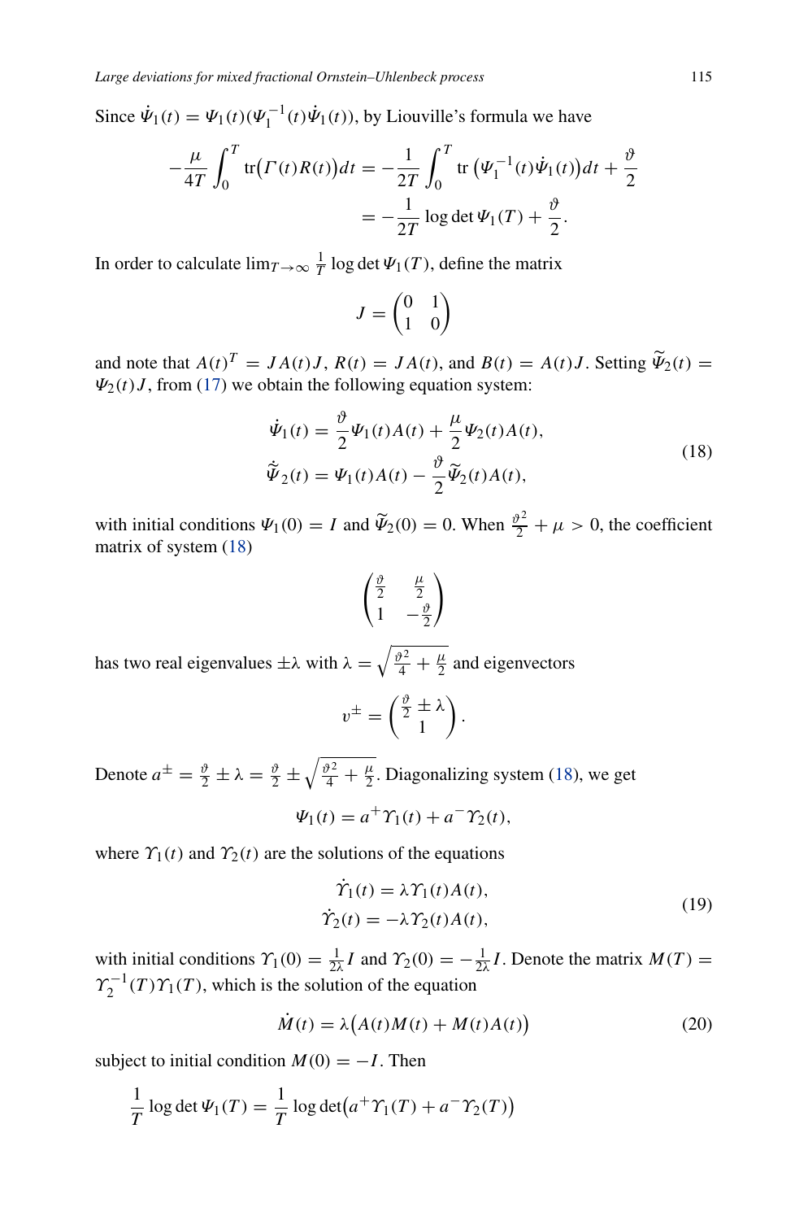Since $\dot{\Psi}_1(t) = \Psi_1(t)(\Psi_1^{-1}(t)\dot{\Psi}_1(t))$, by Liouville's formula we have

$$
\begin{aligned}
-\frac{\mu}{4T}\int_0^T \operatorname{tr}\big(\Gamma(t)R(t)\big)dt &= -\frac{1}{2T}\int_0^T \operatorname{tr}\left(\Psi_1^{-1}(t)\dot{\Psi}_1(t)\right)dt + \frac{\vartheta}{2} \\
&= -\frac{1}{2T}\log\det\Psi_1(T) + \frac{\vartheta}{2}.
\end{aligned}
$$

In order to calculate $\lim_{T\to\infty}\frac{1}{T}\log\det\Psi_1(T)$, define the matrix

$$
J = \begin{pmatrix} 0 & 1 \\ 1 & 0 \end{pmatrix}
$$

and note that $A(t)^T = JA(t)J$, $R(t) = JA(t)$, and $B(t) = A(t)J$. Setting $\widetilde{\Psi}_2(t) = \Psi_2(t)J$, from (17) we obtain the following equation system:

$$
\begin{aligned}
\dot{\Psi}_1(t) &= \frac{\vartheta}{2}\Psi_1(t)A(t) + \frac{\mu}{2}\Psi_2(t)A(t), \\
\dot{\widetilde{\Psi}}_2(t) &= \Psi_1(t)A(t) - \frac{\vartheta}{2}\widetilde{\Psi}_2(t)A(t),
\end{aligned}
\tag{18}
$$

with initial conditions $\Psi_1(0) = I$ and $\widetilde{\Psi}_2(0) = 0$. When $\frac{\vartheta^2}{2} + \mu > 0$, the coefficient matrix of system (18)

$$
\begin{pmatrix} \frac{\vartheta}{2} & \frac{\mu}{2} \\ 1 & -\frac{\vartheta}{2} \end{pmatrix}
$$

has two real eigenvalues $\pm\lambda$ with $\lambda = \sqrt{\frac{\vartheta^2}{4} + \frac{\mu}{2}}$ and eigenvectors

$$
v^{\pm} = \begin{pmatrix} \frac{\vartheta}{2} \pm \lambda \\ 1 \end{pmatrix}.
$$

Denote $a^{\pm} = \frac{\vartheta}{2} \pm \lambda = \frac{\vartheta}{2} \pm \sqrt{\frac{\vartheta^2}{4} + \frac{\mu}{2}}$. Diagonalizing system (18), we get

$$
\Psi_1(t) = a^{+}\Upsilon_1(t) + a^{-}\Upsilon_2(t),
$$

where $\Upsilon_1(t)$ and $\Upsilon_2(t)$ are the solutions of the equations

$$
\begin{aligned}
\dot{\Upsilon}_1(t) &= \lambda\Upsilon_1(t)A(t), \\
\dot{\Upsilon}_2(t) &= -\lambda\Upsilon_2(t)A(t),
\end{aligned}
\tag{19}
$$

with initial conditions $\Upsilon_1(0) = \frac{1}{2\lambda}I$ and $\Upsilon_2(0) = -\frac{1}{2\lambda}I$. Denote the matrix $M(T) = \Upsilon_2^{-1}(T)\Upsilon_1(T)$, which is the solution of the equation

$$
\dot{M}(t) = \lambda\big(A(t)M(t) + M(t)A(t)\big)
\tag{20}
$$

subject to initial condition $M(0) = -I$. Then

$$
\frac{1}{T}\log\det\Psi_1(T) = \frac{1}{T}\log\det\big(a^{+}\Upsilon_1(T) + a^{-}\Upsilon_2(T)\big)
$$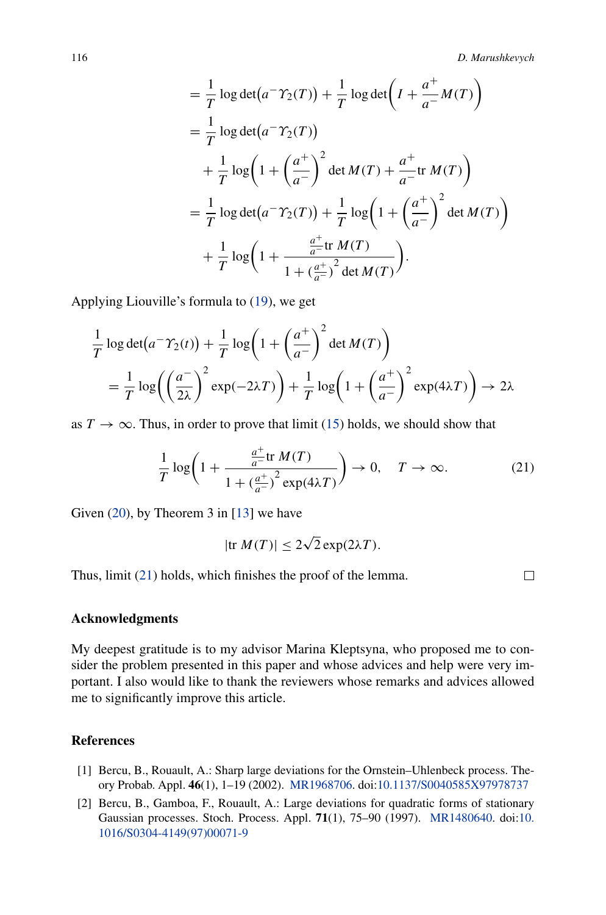$$
\begin{aligned}
&= \frac{1}{T}\log\det\bigl(a^-\Upsilon_2(T)\bigr) + \frac{1}{T}\log\det\biggl(I + \frac{a^+}{a^-}M(T)\biggr) \\
&= \frac{1}{T}\log\det\bigl(a^-\Upsilon_2(T)\bigr) \\
&\quad + \frac{1}{T}\log\biggl(1 + \biggl(\frac{a^+}{a^-}\biggr)^2 \det M(T) + \frac{a^+}{a^-}\operatorname{tr} M(T)\biggr) \\
&= \frac{1}{T}\log\det\bigl(a^-\Upsilon_2(T)\bigr) + \frac{1}{T}\log\biggl(1 + \biggl(\frac{a^+}{a^-}\biggr)^2 \det M(T)\biggr) \\
&\quad + \frac{1}{T}\log\biggl(1 + \frac{\frac{a^+}{a^-}\operatorname{tr} M(T)}{1 + (\frac{a^+}{a^-})^2 \det M(T)}\biggr).
\end{aligned}
$$

Applying Liouville's formula to (19), we get

$$
\begin{aligned}
&\frac{1}{T}\log\det\bigl(a^-\Upsilon_2(t)\bigr) + \frac{1}{T}\log\biggl(1 + \biggl(\frac{a^+}{a^-}\biggr)^2 \det M(T)\biggr) \\
&\quad = \frac{1}{T}\log\biggl(\biggl(\frac{a^-}{2\lambda}\biggr)^2 \exp(-2\lambda T)\biggr) + \frac{1}{T}\log\biggl(1 + \biggl(\frac{a^+}{a^-}\biggr)^2 \exp(4\lambda T)\biggr) \to 2\lambda
\end{aligned}
$$

as $T \to \infty$. Thus, in order to prove that limit (15) holds, we should show that

$$
\frac{1}{T}\log\biggl(1 + \frac{\frac{a^+}{a^-}\operatorname{tr} M(T)}{1 + (\frac{a^+}{a^-})^2 \exp(4\lambda T)}\biggr) \to 0, \quad T \to \infty. \tag{21}
$$

Given (20), by Theorem 3 in [13] we have

$$
|\operatorname{tr} M(T)| \le 2\sqrt{2}\exp(2\lambda T).
$$

Thus, limit (21) holds, which finishes the proof of the lemma. □

## Acknowledgments

My deepest gratitude is to my advisor Marina Kleptsyna, who proposed me to consider the problem presented in this paper and whose advices and help were very important. I also would like to thank the reviewers whose remarks and advices allowed me to significantly improve this article.

## References

[1] Bercu, B., Rouault, A.: Sharp large deviations for the Ornstein–Uhlenbeck process. Theory Probab. Appl. **46**(1), 1–19 (2002). MR1968706. doi:10.1137/S0040585X97978737

[2] Bercu, B., Gamboa, F., Rouault, A.: Large deviations for quadratic forms of stationary Gaussian processes. Stoch. Process. Appl. **71**(1), 75–90 (1997). MR1480640. doi:10.1016/S0304-4149(97)00071-9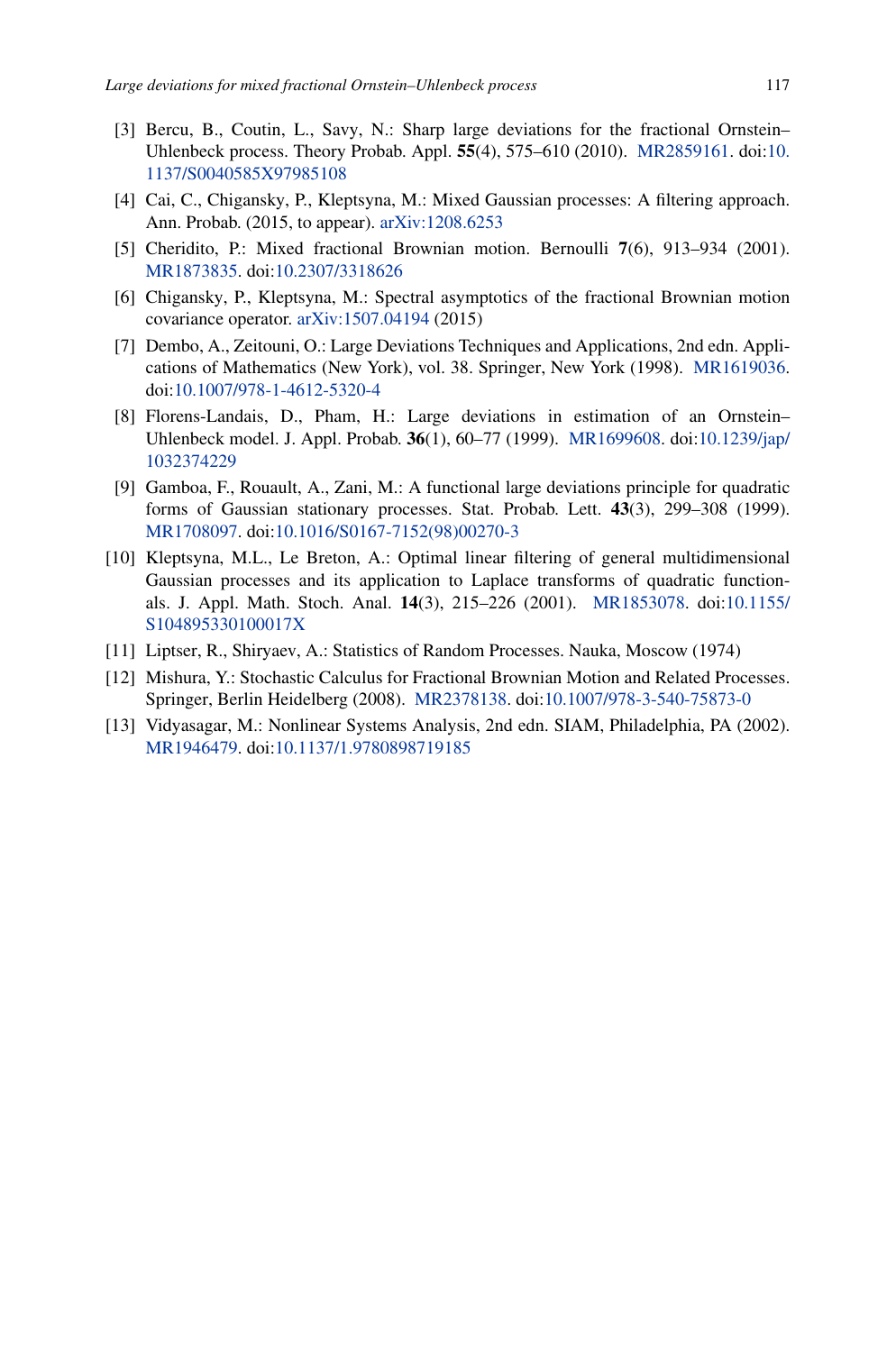[3] Bercu, B., Coutin, L., Savy, N.: Sharp large deviations for the fractional Ornstein–Uhlenbeck process. Theory Probab. Appl. **55**(4), 575–610 (2010). MR2859161. doi:10.1137/S0040585X97985108

[4] Cai, C., Chigansky, P., Kleptsyna, M.: Mixed Gaussian processes: A filtering approach. Ann. Probab. (2015, to appear). arXiv:1208.6253

[5] Cheridito, P.: Mixed fractional Brownian motion. Bernoulli **7**(6), 913–934 (2001). MR1873835. doi:10.2307/3318626

[6] Chigansky, P., Kleptsyna, M.: Spectral asymptotics of the fractional Brownian motion covariance operator. arXiv:1507.04194 (2015)

[7] Dembo, A., Zeitouni, O.: Large Deviations Techniques and Applications, 2nd edn. Applications of Mathematics (New York), vol. 38. Springer, New York (1998). MR1619036. doi:10.1007/978-1-4612-5320-4

[8] Florens-Landais, D., Pham, H.: Large deviations in estimation of an Ornstein–Uhlenbeck model. J. Appl. Probab. **36**(1), 60–77 (1999). MR1699608. doi:10.1239/jap/1032374229

[9] Gamboa, F., Rouault, A., Zani, M.: A functional large deviations principle for quadratic forms of Gaussian stationary processes. Stat. Probab. Lett. **43**(3), 299–308 (1999). MR1708097. doi:10.1016/S0167-7152(98)00270-3

[10] Kleptsyna, M.L., Le Breton, A.: Optimal linear filtering of general multidimensional Gaussian processes and its application to Laplace transforms of quadratic functionals. J. Appl. Math. Stoch. Anal. **14**(3), 215–226 (2001). MR1853078. doi:10.1155/S104895330100017X

[11] Liptser, R., Shiryaev, A.: Statistics of Random Processes. Nauka, Moscow (1974)

[12] Mishura, Y.: Stochastic Calculus for Fractional Brownian Motion and Related Processes. Springer, Berlin Heidelberg (2008). MR2378138. doi:10.1007/978-3-540-75873-0

[13] Vidyasagar, M.: Nonlinear Systems Analysis, 2nd edn. SIAM, Philadelphia, PA (2002). MR1946479. doi:10.1137/1.9780898719185